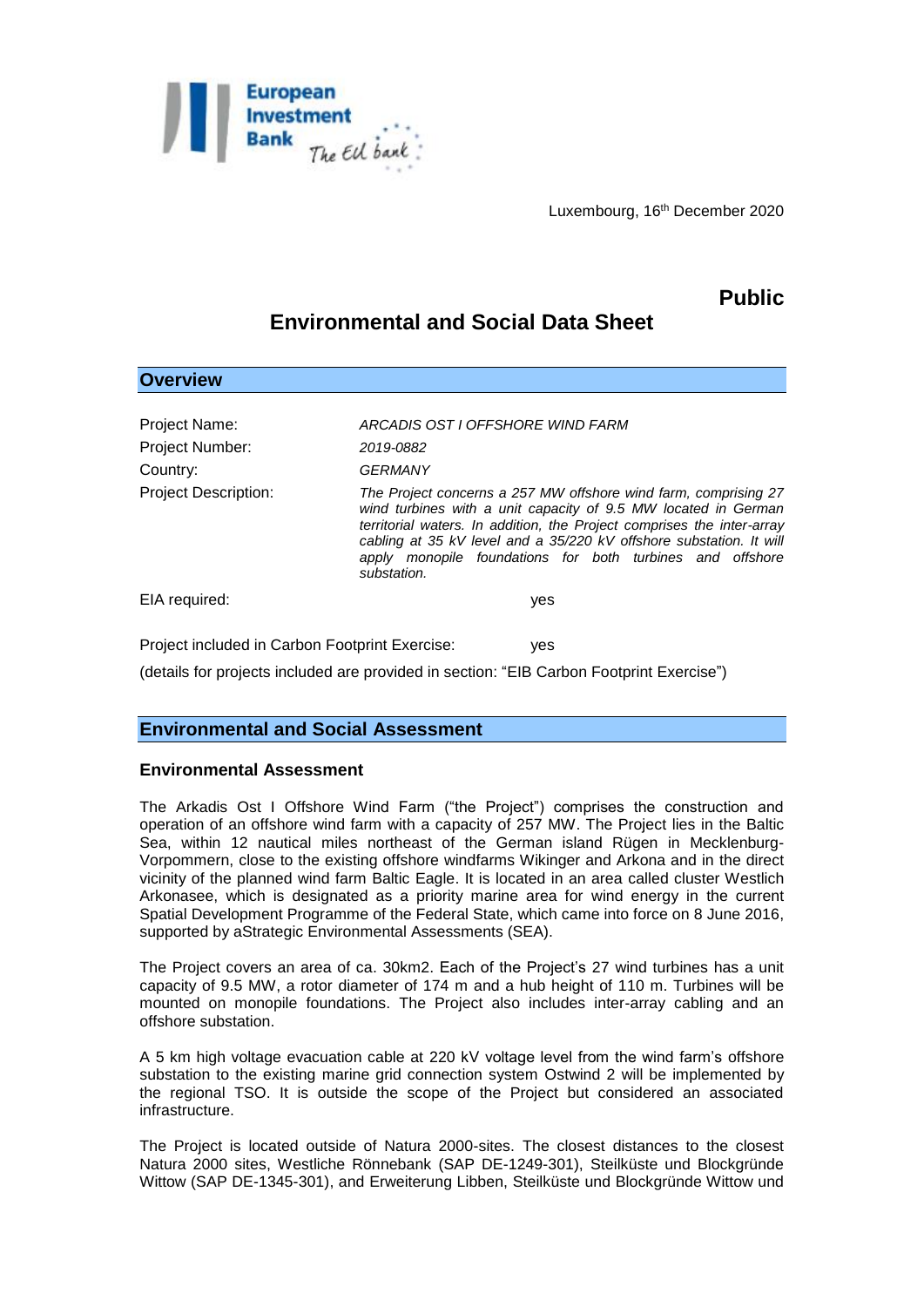Luxembourg, 16th December 2020

**Public**

# Environmental and Social Data Sheet

## Overview

| | |
|---|---|
| Project Name: | *ARCADIS OST I OFFSHORE WIND FARM* |
| Project Number: | *2019-0882* |
| Country: | *GERMANY* |
| Project Description: | *The Project concerns a 257 MW offshore wind farm, comprising 27 wind turbines with a unit capacity of 9.5 MW located in German territorial waters. In addition, the Project comprises the inter-array cabling at 35 kV level and a 35/220 kV offshore substation. It will apply monopile foundations for both turbines and offshore substation.* |
| EIA required: | yes |

Project included in Carbon Footprint Exercise: yes

(details for projects included are provided in section: "EIB Carbon Footprint Exercise")

## Environmental and Social Assessment

### Environmental Assessment

The Arkadis Ost I Offshore Wind Farm ("the Project") comprises the construction and operation of an offshore wind farm with a capacity of 257 MW. The Project lies in the Baltic Sea, within 12 nautical miles northeast of the German island Rügen in Mecklenburg-Vorpommern, close to the existing offshore windfarms Wikinger and Arkona and in the direct vicinity of the planned wind farm Baltic Eagle. It is located in an area called cluster Westlich Arkonasee, which is designated as a priority marine area for wind energy in the current Spatial Development Programme of the Federal State, which came into force on 8 June 2016, supported by aStrategic Environmental Assessments (SEA).

The Project covers an area of ca. 30km2. Each of the Project's 27 wind turbines has a unit capacity of 9.5 MW, a rotor diameter of 174 m and a hub height of 110 m. Turbines will be mounted on monopile foundations. The Project also includes inter-array cabling and an offshore substation.

A 5 km high voltage evacuation cable at 220 kV voltage level from the wind farm's offshore substation to the existing marine grid connection system Ostwind 2 will be implemented by the regional TSO. It is outside the scope of the Project but considered an associated infrastructure.

The Project is located outside of Natura 2000-sites. The closest distances to the closest Natura 2000 sites, Westliche Rönnebank (SAP DE-1249-301), Steilküste und Blockgründe Wittow (SAP DE-1345-301), and Erweiterung Libben, Steilküste und Blockgründe Wittow und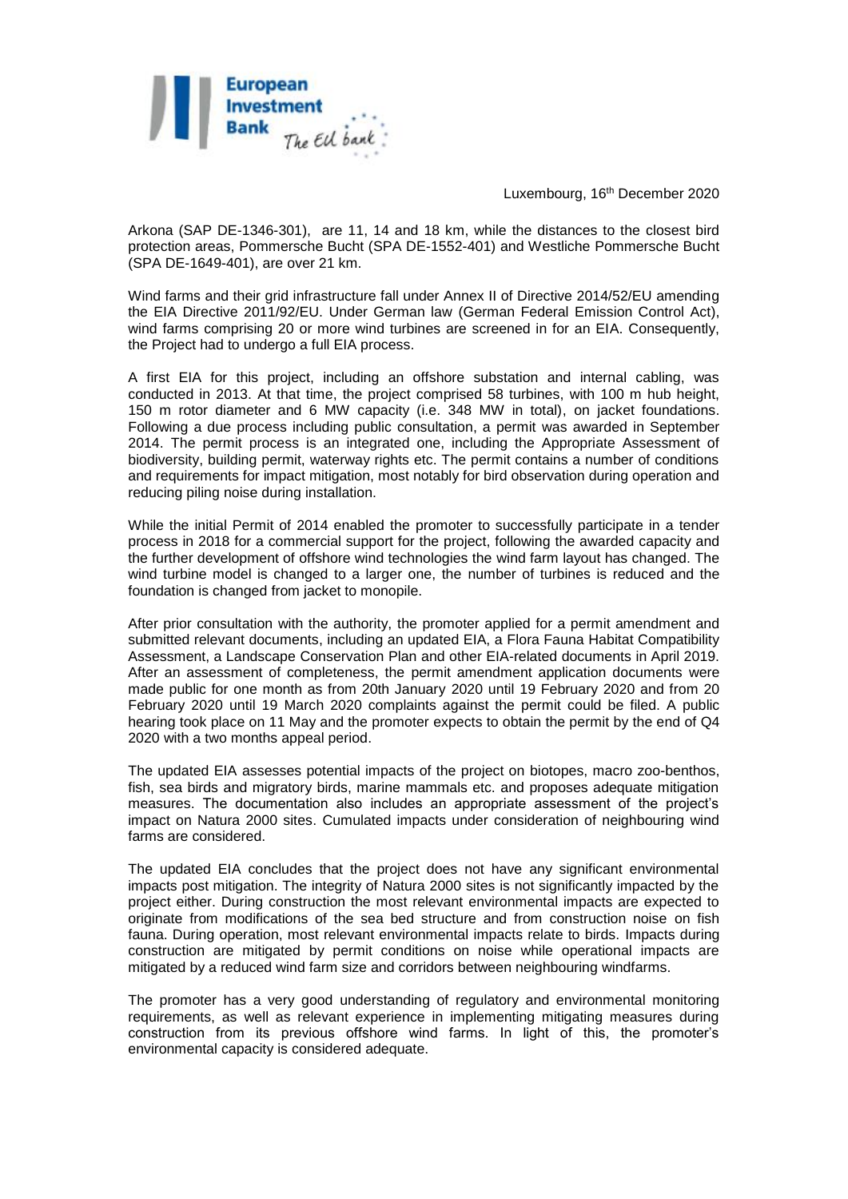Arkona (SAP DE-1346-301), are 11, 14 and 18 km, while the distances to the closest bird protection areas, Pommersche Bucht (SPA DE-1552-401) and Westliche Pommersche Bucht (SPA DE-1649-401), are over 21 km.

Wind farms and their grid infrastructure fall under Annex II of Directive 2014/52/EU amending the EIA Directive 2011/92/EU. Under German law (German Federal Emission Control Act), wind farms comprising 20 or more wind turbines are screened in for an EIA. Consequently, the Project had to undergo a full EIA process.

A first EIA for this project, including an offshore substation and internal cabling, was conducted in 2013. At that time, the project comprised 58 turbines, with 100 m hub height, 150 m rotor diameter and 6 MW capacity (i.e. 348 MW in total), on jacket foundations. Following a due process including public consultation, a permit was awarded in September 2014. The permit process is an integrated one, including the Appropriate Assessment of biodiversity, building permit, waterway rights etc. The permit contains a number of conditions and requirements for impact mitigation, most notably for bird observation during operation and reducing piling noise during installation.

While the initial Permit of 2014 enabled the promoter to successfully participate in a tender process in 2018 for a commercial support for the project, following the awarded capacity and the further development of offshore wind technologies the wind farm layout has changed. The wind turbine model is changed to a larger one, the number of turbines is reduced and the foundation is changed from jacket to monopile.

After prior consultation with the authority, the promoter applied for a permit amendment and submitted relevant documents, including an updated EIA, a Flora Fauna Habitat Compatibility Assessment, a Landscape Conservation Plan and other EIA-related documents in April 2019. After an assessment of completeness, the permit amendment application documents were made public for one month as from 20th January 2020 until 19 February 2020 and from 20 February 2020 until 19 March 2020 complaints against the permit could be filed. A public hearing took place on 11 May and the promoter expects to obtain the permit by the end of Q4 2020 with a two months appeal period.

The updated EIA assesses potential impacts of the project on biotopes, macro zoo-benthos, fish, sea birds and migratory birds, marine mammals etc. and proposes adequate mitigation measures. The documentation also includes an appropriate assessment of the project's impact on Natura 2000 sites. Cumulated impacts under consideration of neighbouring wind farms are considered.

The updated EIA concludes that the project does not have any significant environmental impacts post mitigation. The integrity of Natura 2000 sites is not significantly impacted by the project either. During construction the most relevant environmental impacts are expected to originate from modifications of the sea bed structure and from construction noise on fish fauna. During operation, most relevant environmental impacts relate to birds. Impacts during construction are mitigated by permit conditions on noise while operational impacts are mitigated by a reduced wind farm size and corridors between neighbouring windfarms.

The promoter has a very good understanding of regulatory and environmental monitoring requirements, as well as relevant experience in implementing mitigating measures during construction from its previous offshore wind farms. In light of this, the promoter's environmental capacity is considered adequate.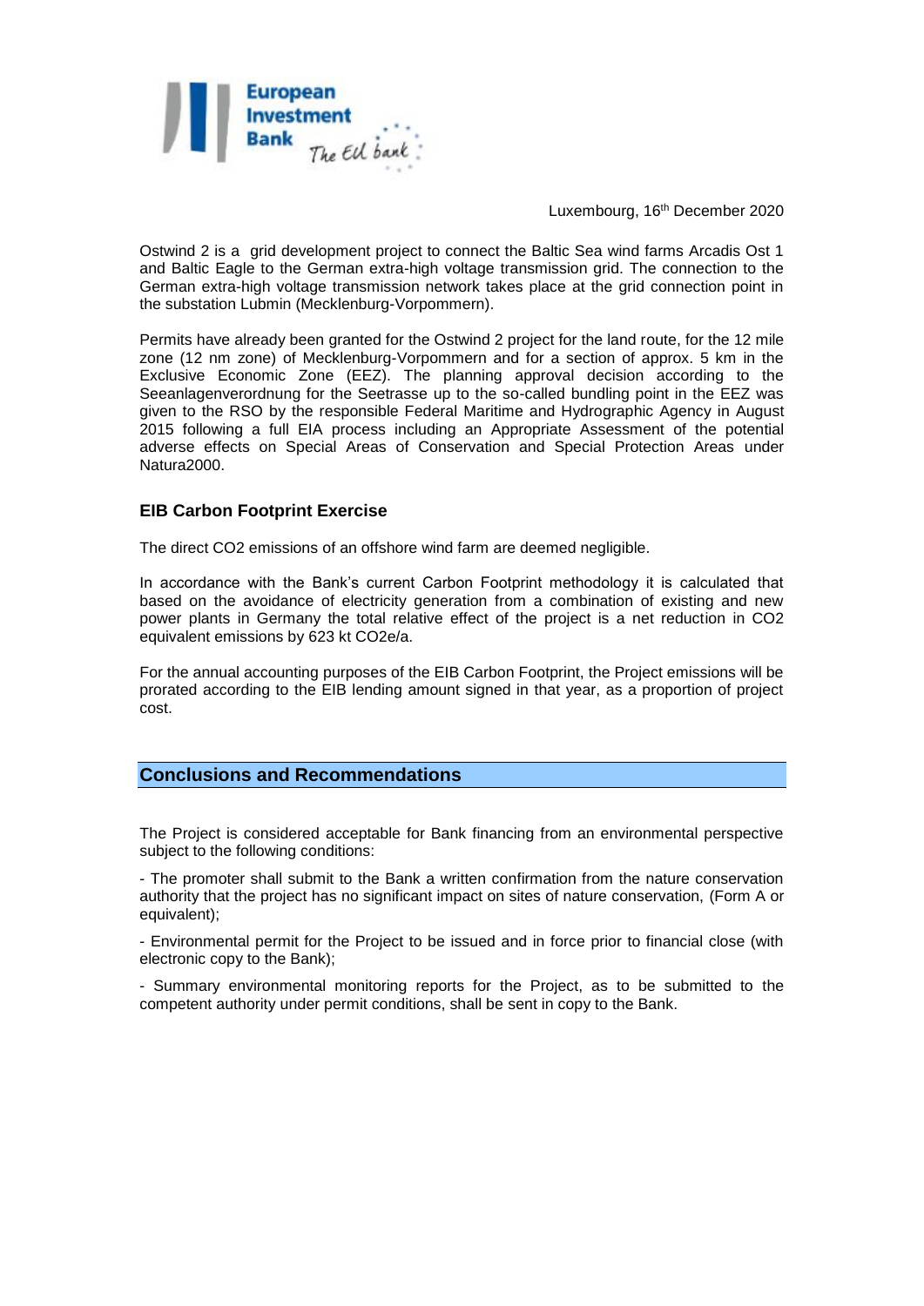Luxembourg, 16th December 2020

Ostwind 2 is a grid development project to connect the Baltic Sea wind farms Arcadis Ost 1 and Baltic Eagle to the German extra-high voltage transmission grid. The connection to the German extra-high voltage transmission network takes place at the grid connection point in the substation Lubmin (Mecklenburg-Vorpommern).

Permits have already been granted for the Ostwind 2 project for the land route, for the 12 mile zone (12 nm zone) of Mecklenburg-Vorpommern and for a section of approx. 5 km in the Exclusive Economic Zone (EEZ). The planning approval decision according to the Seeanlagenverordnung for the Seetrasse up to the so-called bundling point in the EEZ was given to the RSO by the responsible Federal Maritime and Hydrographic Agency in August 2015 following a full EIA process including an Appropriate Assessment of the potential adverse effects on Special Areas of Conservation and Special Protection Areas under Natura2000.

### EIB Carbon Footprint Exercise

The direct $CO_2$ emissions of an offshore wind farm are deemed negligible.

In accordance with the Bank's current Carbon Footprint methodology it is calculated that based on the avoidance of electricity generation from a combination of existing and new power plants in Germany the total relative effect of the project is a net reduction in $CO_2$ equivalent emissions by 623 kt $CO_2e$/a.

For the annual accounting purposes of the EIB Carbon Footprint, the Project emissions will be prorated according to the EIB lending amount signed in that year, as a proportion of project cost.

## Conclusions and Recommendations

The Project is considered acceptable for Bank financing from an environmental perspective subject to the following conditions:

- The promoter shall submit to the Bank a written confirmation from the nature conservation authority that the project has no significant impact on sites of nature conservation, (Form A or equivalent);

- Environmental permit for the Project to be issued and in force prior to financial close (with electronic copy to the Bank);

- Summary environmental monitoring reports for the Project, as to be submitted to the competent authority under permit conditions, shall be sent in copy to the Bank.